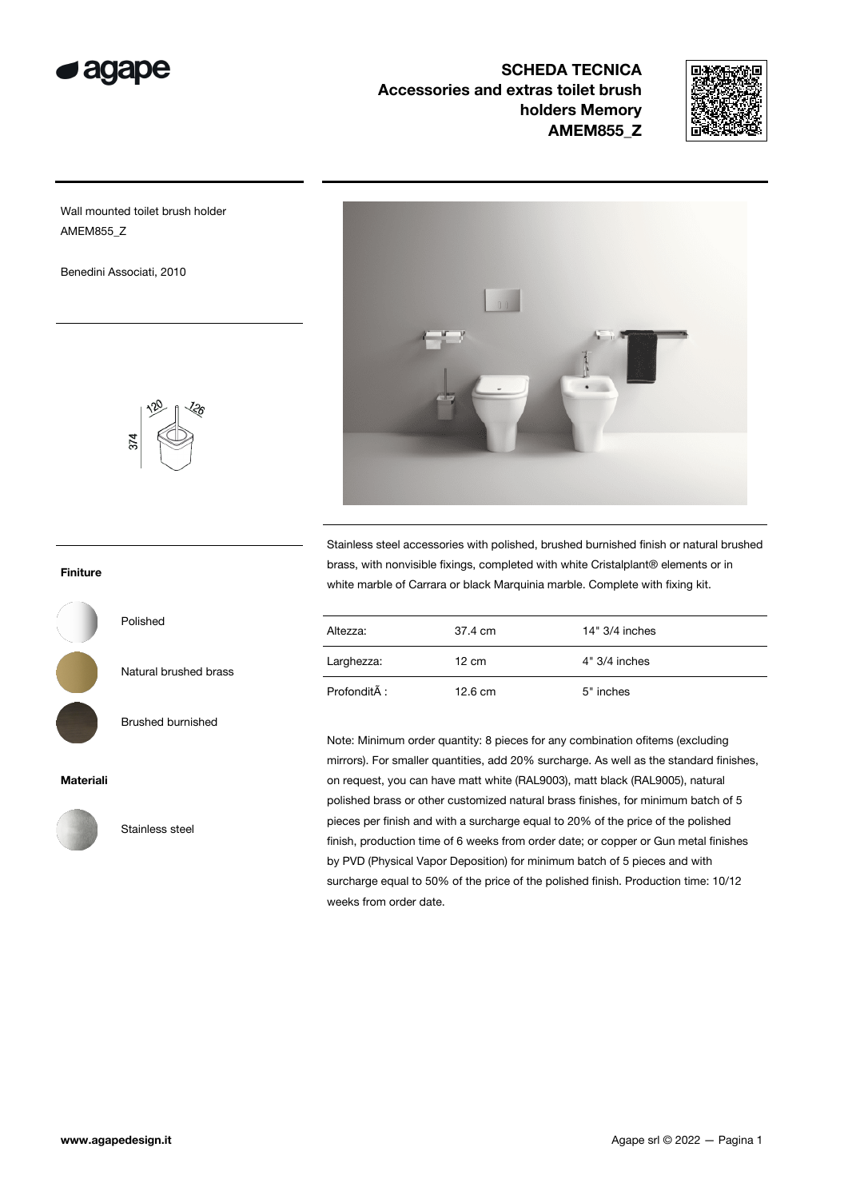# SCHEDA TECNICA
## Accessories and extras toilet brush holders Memory
## AMEM855_Z

Wall mounted toilet brush holder
AMEM855_Z

Benedini Associati, 2010

374
120
126

### Finiture

Polished

Natural brushed brass

Brushed burnished

### Materiali

Stainless steel

Stainless steel accessories with polished, brushed burnished finish or natural brushed brass, with nonvisible fixings, completed with white Cristalplant® elements or in white marble of Carrara or black Marquinia marble. Complete with fixing kit.

| Altezza: | 37.4 cm | 14" 3/4 inches |
|---|---|---|
| Larghezza: | 12 cm | 4" 3/4 inches |
| ProfonditÃ : | 12.6 cm | 5" inches |

Note: Minimum order quantity: 8 pieces for any combination ofitems (excluding mirrors). For smaller quantities, add 20% surcharge. As well as the standard finishes, on request, you can have matt white (RAL9003), matt black (RAL9005), natural polished brass or other customized natural brass finishes, for minimum batch of 5 pieces per finish and with a surcharge equal to 20% of the price of the polished finish, production time of 6 weeks from order date; or copper or Gun metal finishes by PVD (Physical Vapor Deposition) for minimum batch of 5 pieces and with surcharge equal to 50% of the price of the polished finish. Production time: 10/12 weeks from order date.

www.agapedesign.it

Agape srl © 2022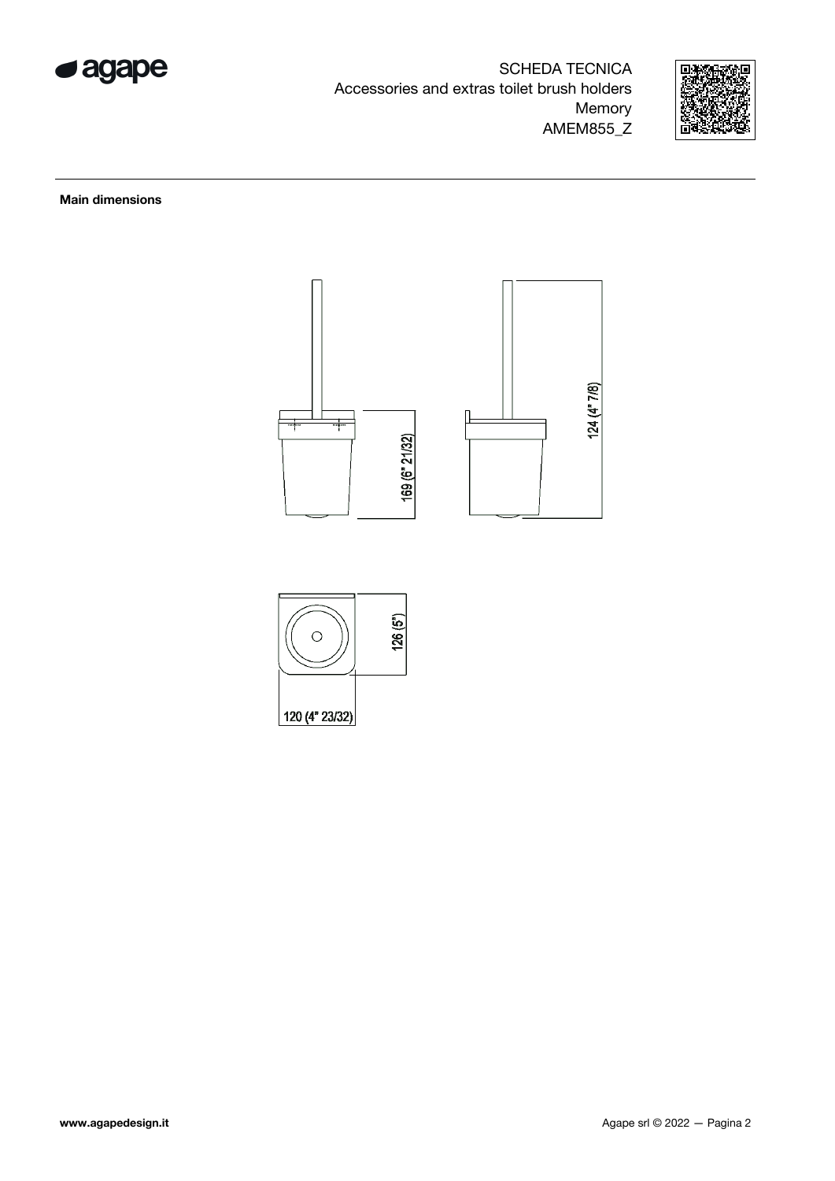SCHEDA TECNICA
Accessories and extras toilet brush holders
Memory
AMEM855_Z

**Main dimensions**

169 (6" 21/32)

124 (4" 7/8)

126 (5")

120 (4" 23/32)